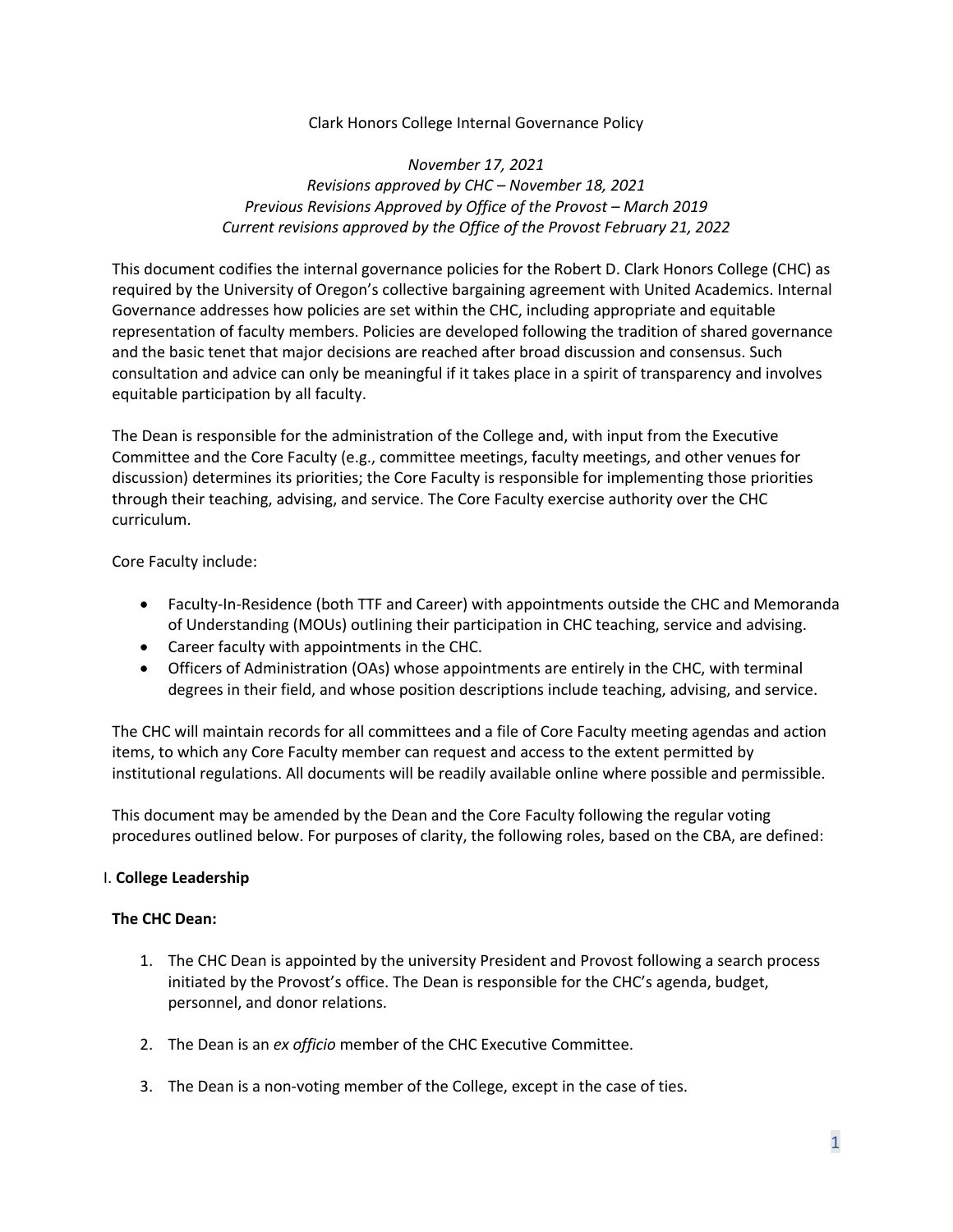Clark Honors College Internal Governance Policy

*November 17, 2021*
*Revisions approved by CHC – November 18, 2021*
*Previous Revisions Approved by Office of the Provost – March 2019*
*Current revisions approved by the Office of the Provost February 21, 2022*

This document codifies the internal governance policies for the Robert D. Clark Honors College (CHC) as required by the University of Oregon's collective bargaining agreement with United Academics. Internal Governance addresses how policies are set within the CHC, including appropriate and equitable representation of faculty members. Policies are developed following the tradition of shared governance and the basic tenet that major decisions are reached after broad discussion and consensus. Such consultation and advice can only be meaningful if it takes place in a spirit of transparency and involves equitable participation by all faculty.

The Dean is responsible for the administration of the College and, with input from the Executive Committee and the Core Faculty (e.g., committee meetings, faculty meetings, and other venues for discussion) determines its priorities; the Core Faculty is responsible for implementing those priorities through their teaching, advising, and service. The Core Faculty exercise authority over the CHC curriculum.

Core Faculty include:

- Faculty-In-Residence (both TTF and Career) with appointments outside the CHC and Memoranda of Understanding (MOUs) outlining their participation in CHC teaching, service and advising.
- Career faculty with appointments in the CHC.
- Officers of Administration (OAs) whose appointments are entirely in the CHC, with terminal degrees in their field, and whose position descriptions include teaching, advising, and service.

The CHC will maintain records for all committees and a file of Core Faculty meeting agendas and action items, to which any Core Faculty member can request and access to the extent permitted by institutional regulations. All documents will be readily available online where possible and permissible.

This document may be amended by the Dean and the Core Faculty following the regular voting procedures outlined below. For purposes of clarity, the following roles, based on the CBA, are defined:

## I. College Leadership

### The CHC Dean:

1. The CHC Dean is appointed by the university President and Provost following a search process initiated by the Provost's office. The Dean is responsible for the CHC's agenda, budget, personnel, and donor relations.

2. The Dean is an *ex officio* member of the CHC Executive Committee.

3. The Dean is a non-voting member of the College, except in the case of ties.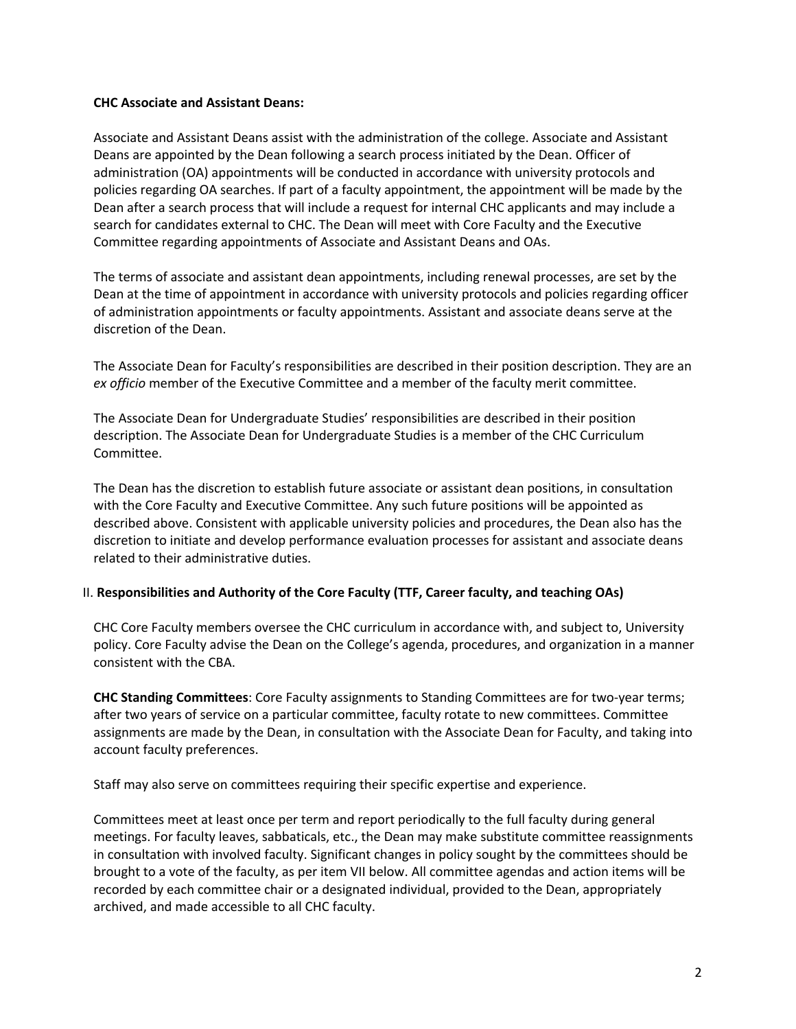**CHC Associate and Assistant Deans:**

Associate and Assistant Deans assist with the administration of the college. Associate and Assistant Deans are appointed by the Dean following a search process initiated by the Dean. Officer of administration (OA) appointments will be conducted in accordance with university protocols and policies regarding OA searches. If part of a faculty appointment, the appointment will be made by the Dean after a search process that will include a request for internal CHC applicants and may include a search for candidates external to CHC. The Dean will meet with Core Faculty and the Executive Committee regarding appointments of Associate and Assistant Deans and OAs.

The terms of associate and assistant dean appointments, including renewal processes, are set by the Dean at the time of appointment in accordance with university protocols and policies regarding officer of administration appointments or faculty appointments. Assistant and associate deans serve at the discretion of the Dean.

The Associate Dean for Faculty's responsibilities are described in their position description. They are an *ex officio* member of the Executive Committee and a member of the faculty merit committee.

The Associate Dean for Undergraduate Studies' responsibilities are described in their position description. The Associate Dean for Undergraduate Studies is a member of the CHC Curriculum Committee.

The Dean has the discretion to establish future associate or assistant dean positions, in consultation with the Core Faculty and Executive Committee. Any such future positions will be appointed as described above. Consistent with applicable university policies and procedures, the Dean also has the discretion to initiate and develop performance evaluation processes for assistant and associate deans related to their administrative duties.

## II. Responsibilities and Authority of the Core Faculty (TTF, Career faculty, and teaching OAs)

CHC Core Faculty members oversee the CHC curriculum in accordance with, and subject to, University policy. Core Faculty advise the Dean on the College's agenda, procedures, and organization in a manner consistent with the CBA.

**CHC Standing Committees**: Core Faculty assignments to Standing Committees are for two-year terms; after two years of service on a particular committee, faculty rotate to new committees. Committee assignments are made by the Dean, in consultation with the Associate Dean for Faculty, and taking into account faculty preferences.

Staff may also serve on committees requiring their specific expertise and experience.

Committees meet at least once per term and report periodically to the full faculty during general meetings. For faculty leaves, sabbaticals, etc., the Dean may make substitute committee reassignments in consultation with involved faculty. Significant changes in policy sought by the committees should be brought to a vote of the faculty, as per item VII below. All committee agendas and action items will be recorded by each committee chair or a designated individual, provided to the Dean, appropriately archived, and made accessible to all CHC faculty.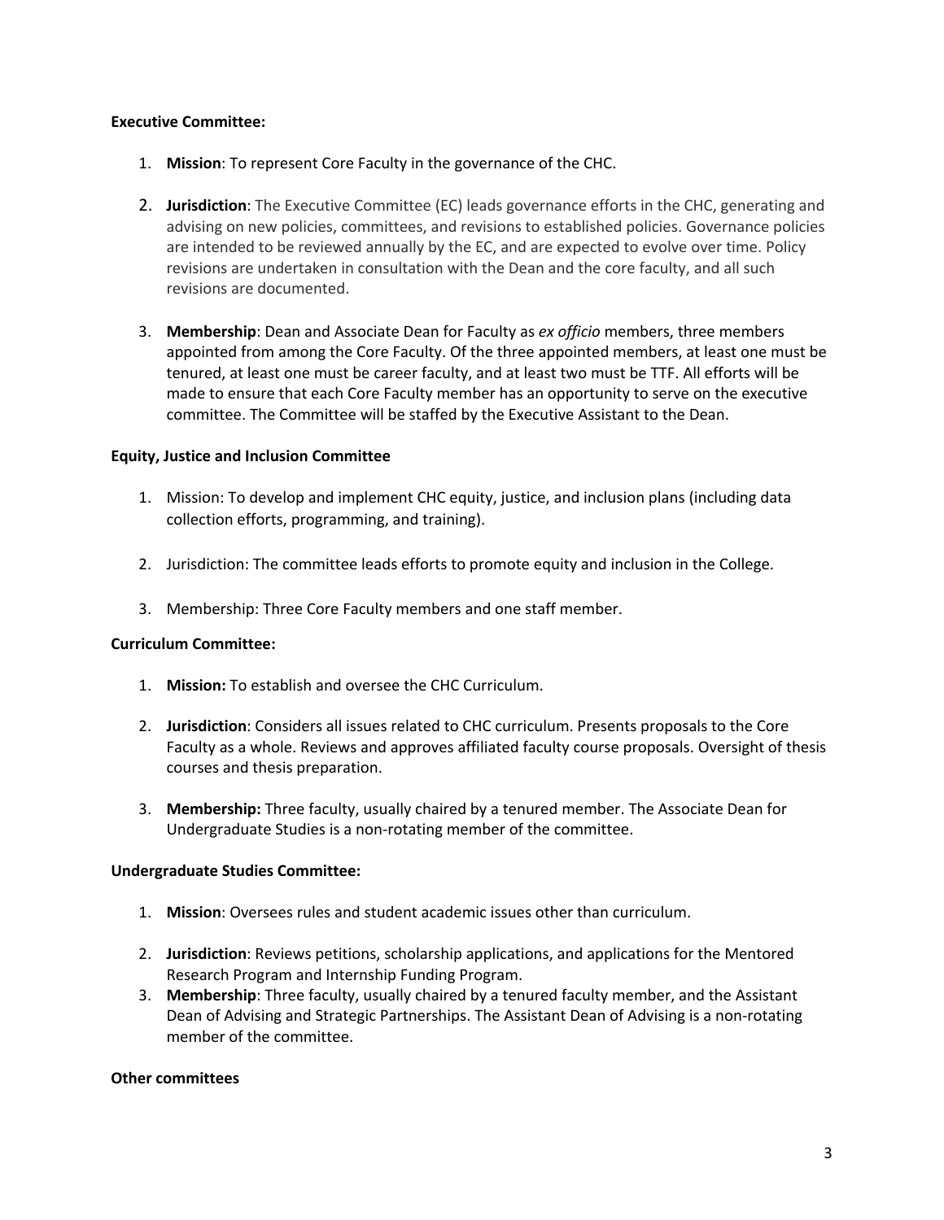**Executive Committee:**

1. **Mission**: To represent Core Faculty in the governance of the CHC.

2. **Jurisdiction**: The Executive Committee (EC) leads governance efforts in the CHC, generating and advising on new policies, committees, and revisions to established policies. Governance policies are intended to be reviewed annually by the EC, and are expected to evolve over time. Policy revisions are undertaken in consultation with the Dean and the core faculty, and all such revisions are documented.

3. **Membership**: Dean and Associate Dean for Faculty as *ex officio* members, three members appointed from among the Core Faculty. Of the three appointed members, at least one must be tenured, at least one must be career faculty, and at least two must be TTF. All efforts will be made to ensure that each Core Faculty member has an opportunity to serve on the executive committee. The Committee will be staffed by the Executive Assistant to the Dean.

**Equity, Justice and Inclusion Committee**

1. Mission: To develop and implement CHC equity, justice, and inclusion plans (including data collection efforts, programming, and training).

2. Jurisdiction: The committee leads efforts to promote equity and inclusion in the College.

3. Membership: Three Core Faculty members and one staff member.

**Curriculum Committee:**

1. **Mission:** To establish and oversee the CHC Curriculum.

2. **Jurisdiction**: Considers all issues related to CHC curriculum. Presents proposals to the Core Faculty as a whole. Reviews and approves affiliated faculty course proposals. Oversight of thesis courses and thesis preparation.

3. **Membership:** Three faculty, usually chaired by a tenured member. The Associate Dean for Undergraduate Studies is a non-rotating member of the committee.

**Undergraduate Studies Committee:**

1. **Mission**: Oversees rules and student academic issues other than curriculum.

2. **Jurisdiction**: Reviews petitions, scholarship applications, and applications for the Mentored Research Program and Internship Funding Program.
3. **Membership**: Three faculty, usually chaired by a tenured faculty member, and the Assistant Dean of Advising and Strategic Partnerships. The Assistant Dean of Advising is a non-rotating member of the committee.

**Other committees**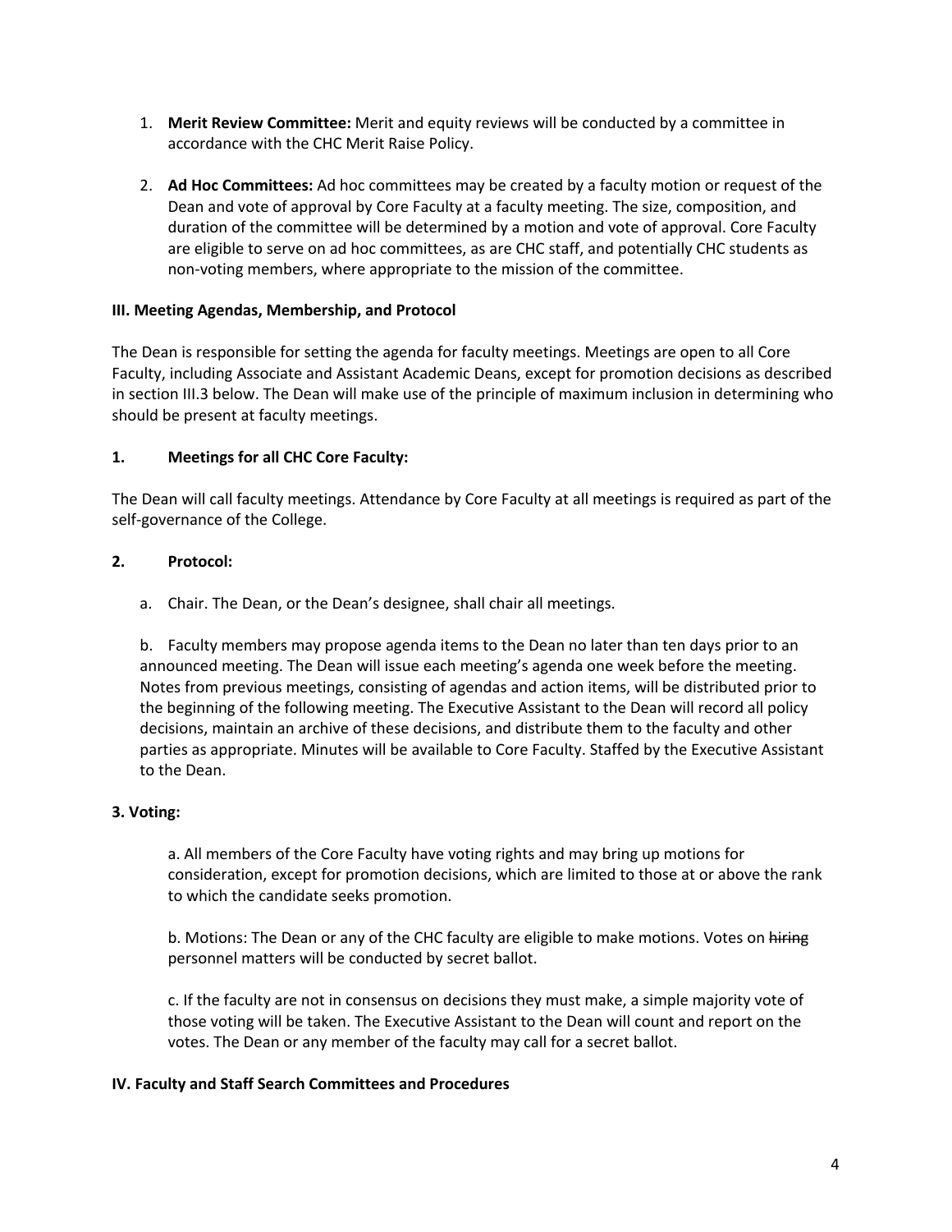1. **Merit Review Committee:** Merit and equity reviews will be conducted by a committee in accordance with the CHC Merit Raise Policy.

2. **Ad Hoc Committees:** Ad hoc committees may be created by a faculty motion or request of the Dean and vote of approval by Core Faculty at a faculty meeting. The size, composition, and duration of the committee will be determined by a motion and vote of approval. Core Faculty are eligible to serve on ad hoc committees, as are CHC staff, and potentially CHC students as non-voting members, where appropriate to the mission of the committee.

### III. Meeting Agendas, Membership, and Protocol

The Dean is responsible for setting the agenda for faculty meetings. Meetings are open to all Core Faculty, including Associate and Assistant Academic Deans, except for promotion decisions as described in section III.3 below. The Dean will make use of the principle of maximum inclusion in determining who should be present at faculty meetings.

#### 1. Meetings for all CHC Core Faculty:

The Dean will call faculty meetings. Attendance by Core Faculty at all meetings is required as part of the self-governance of the College.

#### 2. Protocol:

a. Chair. The Dean, or the Dean's designee, shall chair all meetings.

b. Faculty members may propose agenda items to the Dean no later than ten days prior to an announced meeting. The Dean will issue each meeting's agenda one week before the meeting. Notes from previous meetings, consisting of agendas and action items, will be distributed prior to the beginning of the following meeting. The Executive Assistant to the Dean will record all policy decisions, maintain an archive of these decisions, and distribute them to the faculty and other parties as appropriate. Minutes will be available to Core Faculty. Staffed by the Executive Assistant to the Dean.

#### 3. Voting:

a. All members of the Core Faculty have voting rights and may bring up motions for consideration, except for promotion decisions, which are limited to those at or above the rank to which the candidate seeks promotion.

b. Motions: The Dean or any of the CHC faculty are eligible to make motions. Votes on ~~hiring~~ personnel matters will be conducted by secret ballot.

c. If the faculty are not in consensus on decisions they must make, a simple majority vote of those voting will be taken. The Executive Assistant to the Dean will count and report on the votes. The Dean or any member of the faculty may call for a secret ballot.

### IV. Faculty and Staff Search Committees and Procedures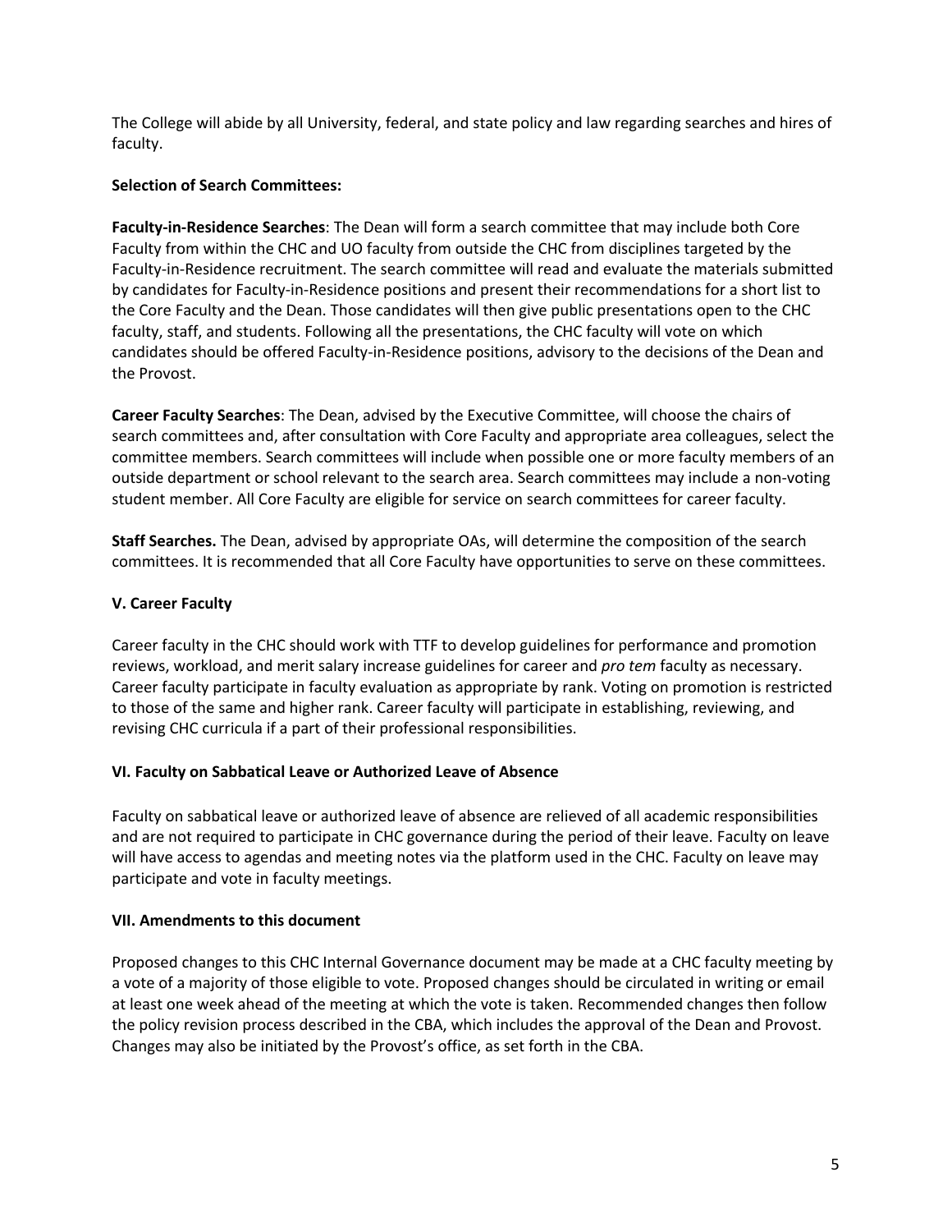The College will abide by all University, federal, and state policy and law regarding searches and hires of faculty.

**Selection of Search Committees:**

**Faculty-in-Residence Searches**: The Dean will form a search committee that may include both Core Faculty from within the CHC and UO faculty from outside the CHC from disciplines targeted by the Faculty-in-Residence recruitment. The search committee will read and evaluate the materials submitted by candidates for Faculty-in-Residence positions and present their recommendations for a short list to the Core Faculty and the Dean. Those candidates will then give public presentations open to the CHC faculty, staff, and students. Following all the presentations, the CHC faculty will vote on which candidates should be offered Faculty-in-Residence positions, advisory to the decisions of the Dean and the Provost.

**Career Faculty Searches**: The Dean, advised by the Executive Committee, will choose the chairs of search committees and, after consultation with Core Faculty and appropriate area colleagues, select the committee members. Search committees will include when possible one or more faculty members of an outside department or school relevant to the search area. Search committees may include a non-voting student member. All Core Faculty are eligible for service on search committees for career faculty.

**Staff Searches.** The Dean, advised by appropriate OAs, will determine the composition of the search committees. It is recommended that all Core Faculty have opportunities to serve on these committees.

## V. Career Faculty

Career faculty in the CHC should work with TTF to develop guidelines for performance and promotion reviews, workload, and merit salary increase guidelines for career and *pro tem* faculty as necessary. Career faculty participate in faculty evaluation as appropriate by rank. Voting on promotion is restricted to those of the same and higher rank. Career faculty will participate in establishing, reviewing, and revising CHC curricula if a part of their professional responsibilities.

## VI. Faculty on Sabbatical Leave or Authorized Leave of Absence

Faculty on sabbatical leave or authorized leave of absence are relieved of all academic responsibilities and are not required to participate in CHC governance during the period of their leave. Faculty on leave will have access to agendas and meeting notes via the platform used in the CHC. Faculty on leave may participate and vote in faculty meetings.

## VII. Amendments to this document

Proposed changes to this CHC Internal Governance document may be made at a CHC faculty meeting by a vote of a majority of those eligible to vote. Proposed changes should be circulated in writing or email at least one week ahead of the meeting at which the vote is taken. Recommended changes then follow the policy revision process described in the CBA, which includes the approval of the Dean and Provost. Changes may also be initiated by the Provost's office, as set forth in the CBA.